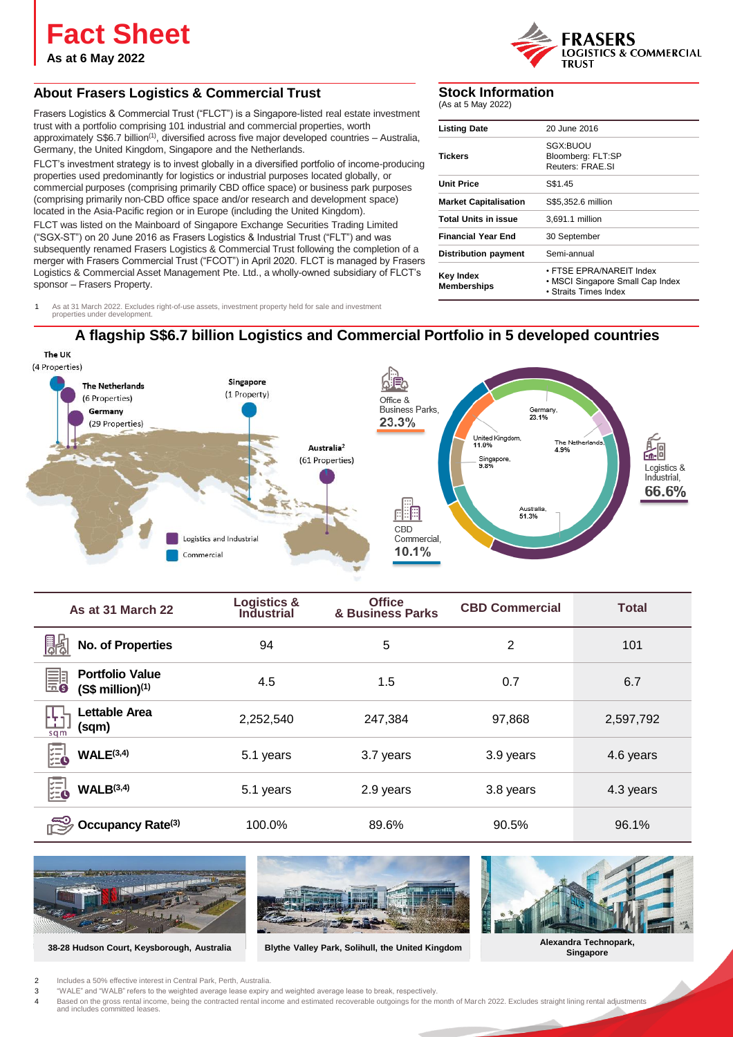# Fact Sheet

**As at 6 May 2022**

## About Frasers Logistics & Commercial Trust

Frasers Logistics & Commercial Trust ("FLCT") is a Singapore-listed real estate investment trust with a portfolio comprising 101 industrial and commercial properties, worth approximately S$6.7 billion[1], diversified across five major developed countries – Australia, Germany, the United Kingdom, Singapore and the Netherlands.

FLCT's investment strategy is to invest globally in a diversified portfolio of income-producing properties used predominantly for logistics or industrial purposes located globally, or commercial purposes (comprising primarily CBD office space) or business park purposes (comprising primarily non-CBD office space and/or research and development space) located in the Asia-Pacific region or in Europe (including the United Kingdom).

FLCT was listed on the Mainboard of Singapore Exchange Securities Trading Limited ("SGX-ST") on 20 June 2016 as Frasers Logistics & Industrial Trust ("FLT") and was subsequently renamed Frasers Logistics & Commercial Trust following the completion of a merger with Frasers Commercial Trust ("FCOT") in April 2020. FLCT is managed by Frasers Logistics & Commercial Asset Management Pte. Ltd., a wholly-owned subsidiary of FLCT's sponsor – Frasers Property.

1 As at 31 March 2022. Excludes right-of-use assets, investment property held for sale and investment properties under development.

## Stock Information

(As at 5 May 2022)

| | |
|---|---|
| **Listing Date** | 20 June 2016 |
| **Tickers** | SGX:BUOU<br>Bloomberg: FLT:SP<br>Reuters: FRAE.SI |
| **Unit Price** | S$1.45 |
| **Market Capitalisation** | S$5,352.6 million |
| **Total Units in issue** | 3,691.1 million |
| **Financial Year End** | 30 September |
| **Distribution payment** | Semi-annual |
| **Key Index Memberships** | • FTSE EPRA/NAREIT Index<br>• MSCI Singapore Small Cap Index<br>• Straits Times Index |

## A flagship S$6.7 billion Logistics and Commercial Portfolio in 5 developed countries

The UK (4 Properties)
The Netherlands (6 Properties)
Germany (29 Properties)
Singapore (1 Property)
Australia[2] (61 Properties)

Logistics and Industrial
Commercial

Office & Business Parks, 23.3%
CBD Commercial, 10.1%
Logistics & Industrial, 66.6%

Germany, 23.1%
United Kingdom, 11.0%
The Netherlands, 4.9%
Singapore, 9.8%
Australia, 51.3%

| As at 31 March 22 | Logistics & Industrial | Office & Business Parks | CBD Commercial | Total |
|---|---|---|---|---|
| No. of Properties | 94 | 5 | 2 | 101 |
| Portfolio Value (S$ million)[1] | 4.5 | 1.5 | 0.7 | 6.7 |
| Lettable Area (sqm) | 2,252,540 | 247,384 | 97,868 | 2,597,792 |
| WALE[3,4] | 5.1 years | 3.7 years | 3.9 years | 4.6 years |
| WALB[3,4] | 5.1 years | 2.9 years | 3.8 years | 4.3 years |
| Occupancy Rate[3] | 100.0% | 89.6% | 90.5% | 96.1% |

38-28 Hudson Court, Keysborough, Australia

Blythe Valley Park, Solihull, the United Kingdom

Alexandra Technopark, Singapore

2 Includes a 50% effective interest in Central Park, Perth, Australia.
3 "WALE" and "WALB" refers to the weighted average lease expiry and weighted average lease to break, respectively.
4 Based on the gross rental income, being the contracted rental income and estimated recoverable outgoings for the month of March 2022. Excludes straight lining rental adjustments and includes committed leases.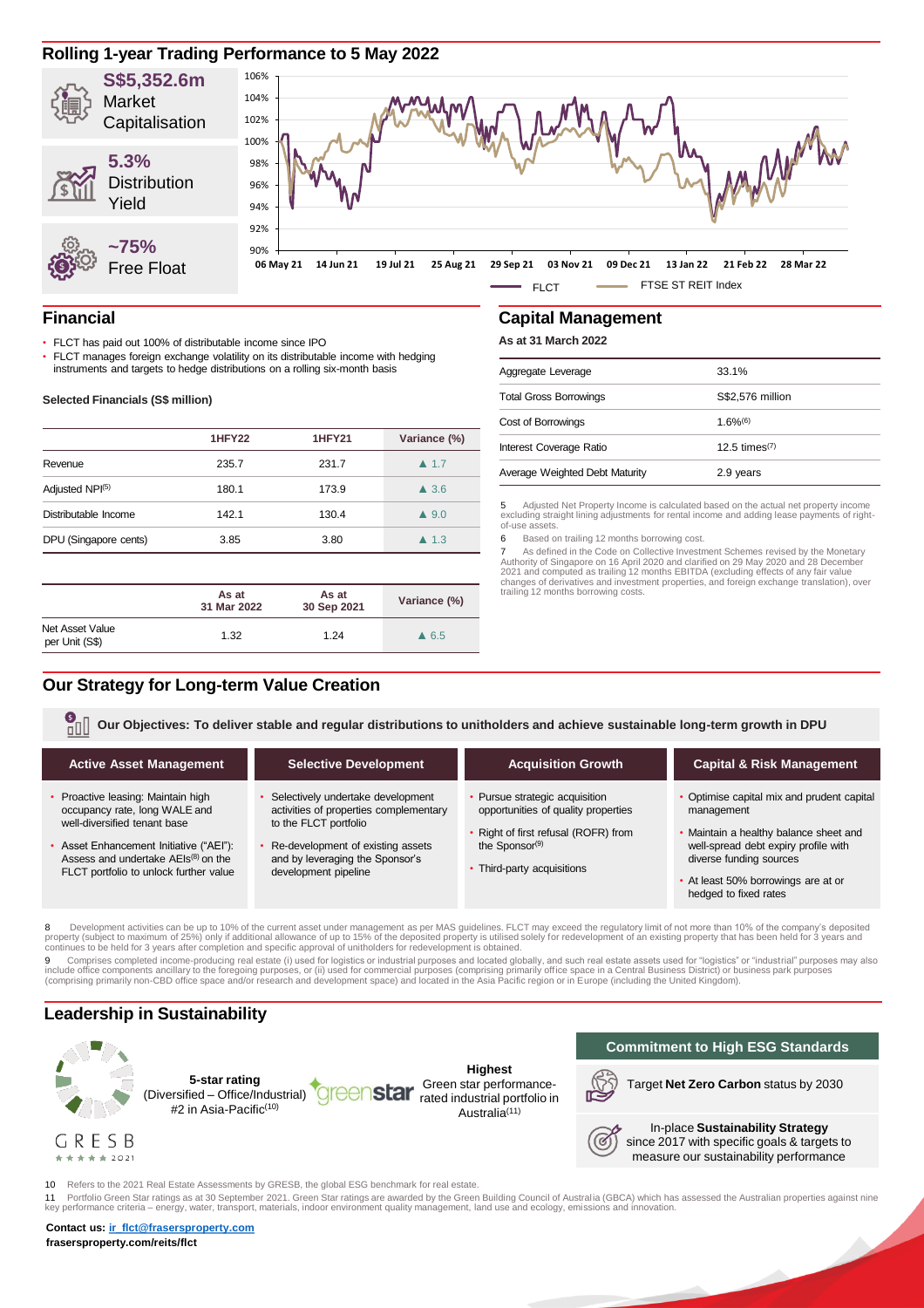## Rolling 1-year Trading Performance to 5 May 2022

**S$5,352.6m** Market Capitalisation

**5.3%** Distribution Yield

**~75%** Free Float

106%
104%
102%
100%
98%
96%
94%
92%
90%

06 May 21 14 Jun 21 19 Jul 21 25 Aug 21 29 Sep 21 03 Nov 21 09 Dec 21 13 Jan 22 21 Feb 22 28 Mar 22

FLCT FTSE ST REIT Index

## Financial

- FLCT has paid out 100% of distributable income since IPO
- FLCT manages foreign exchange volatility on its distributable income with hedging instruments and targets to hedge distributions on a rolling six-month basis

**Selected Financials (S$ million)**

| | 1HFY22 | 1HFY21 | Variance (%) |
|---|---|---|---|
| Revenue | 235.7 | 231.7 | ▲ 1.7 |
| Adjusted NPI[5] | 180.1 | 173.9 | ▲ 3.6 |
| Distributable Income | 142.1 | 130.4 | ▲ 9.0 |
| DPU (Singapore cents) | 3.85 | 3.80 | ▲ 1.3 |

| | As at 31 Mar 2022 | As at 30 Sep 2021 | Variance (%) |
|---|---|---|---|
| Net Asset Value per Unit (S$) | 1.32 | 1.24 | ▲ 6.5 |

## Capital Management

**As at 31 March 2022**

| | |
|---|---|
| Aggregate Leverage | 33.1% |
| Total Gross Borrowings | S$2,576 million |
| Cost of Borrowings | 1.6%[6] |
| Interest Coverage Ratio | 12.5 times[7] |
| Average Weighted Debt Maturity | 2.9 years |

5 Adjusted Net Property Income is calculated based on the actual net property income excluding straight lining adjustments for rental income and adding lease payments of right-of-use assets.

6 Based on trailing 12 months borrowing cost.

7 As defined in the Code on Collective Investment Schemes revised by the Monetary Authority of Singapore on 16 April 2020 and clarified on 29 May 2020 and 28 December 2021 and computed as trailing 12 months EBITDA (excluding effects of any fair value changes of derivatives and investment properties, and foreign exchange translation), over trailing 12 months borrowing costs.

## Our Strategy for Long-term Value Creation

**Our Objectives: To deliver stable and regular distributions to unitholders and achieve sustainable long-term growth in DPU**

**Active Asset Management**

- Proactive leasing: Maintain high occupancy rate, long WALE and well-diversified tenant base
- Asset Enhancement Initiative ("AEI"): Assess and undertake AEIs[8] on the FLCT portfolio to unlock further value

**Selective Development**

- Selectively undertake development activities of properties complementary to the FLCT portfolio
- Re-development of existing assets and by leveraging the Sponsor's development pipeline

**Acquisition Growth**

- Pursue strategic acquisition opportunities of quality properties
- Right of first refusal (ROFR) from the Sponsor[9]
- Third-party acquisitions

**Capital & Risk Management**

- Optimise capital mix and prudent capital management
- Maintain a healthy balance sheet and well-spread debt expiry profile with diverse funding sources
- At least 50% borrowings are at or hedged to fixed rates

8 Development activities can be up to 10% of the current asset under management as per MAS guidelines. FLCT may exceed the regulatory limit of not more than 10% of the company's deposited property (subject to maximum of 25%) only if additional allowance of up to 15% of the deposited property is utilised solely for redevelopment of an existing property that has been held for 3 years and continues to be held for 3 years after completion and specific approval of unitholders for redevelopment is obtained.

9 Comprises completed income-producing real estate (i) used for logistics or industrial purposes and located globally, and such real estate assets used for "logistics" or "industrial" purposes may also include office components ancillary to the foregoing purposes, or (ii) used for commercial purposes (comprising primarily office space in a Central Business District) or business park purposes (comprising primarily non-CBD office space and/or research and development space) and located in the Asia Pacific region or in Europe (including the United Kingdom).

## Leadership in Sustainability

GRESB ★★★★★ 2021

**5-star rating** (Diversified – Office/Industrial) #2 in Asia-Pacific[10]

greenstar **Highest** Green star performance-rated industrial portfolio in Australia[11]

**Commitment to High ESG Standards**

Target **Net Zero Carbon** status by 2030

In-place **Sustainability Strategy** since 2017 with specific goals & targets to measure our sustainability performance

10 Refers to the 2021 Real Estate Assessments by GRESB, the global ESG benchmark for real estate.

11 Portfolio Green Star ratings as at 30 September 2021. Green Star ratings are awarded by the Green Building Council of Australia (GBCA) which has assessed the Australian properties against nine key performance criteria – energy, water, transport, materials, indoor environment quality management, land use and ecology, emissions and innovation.

**Contact us: ir_flct@frasersproperty.com**
**frasersproperty.com/reits/flct**